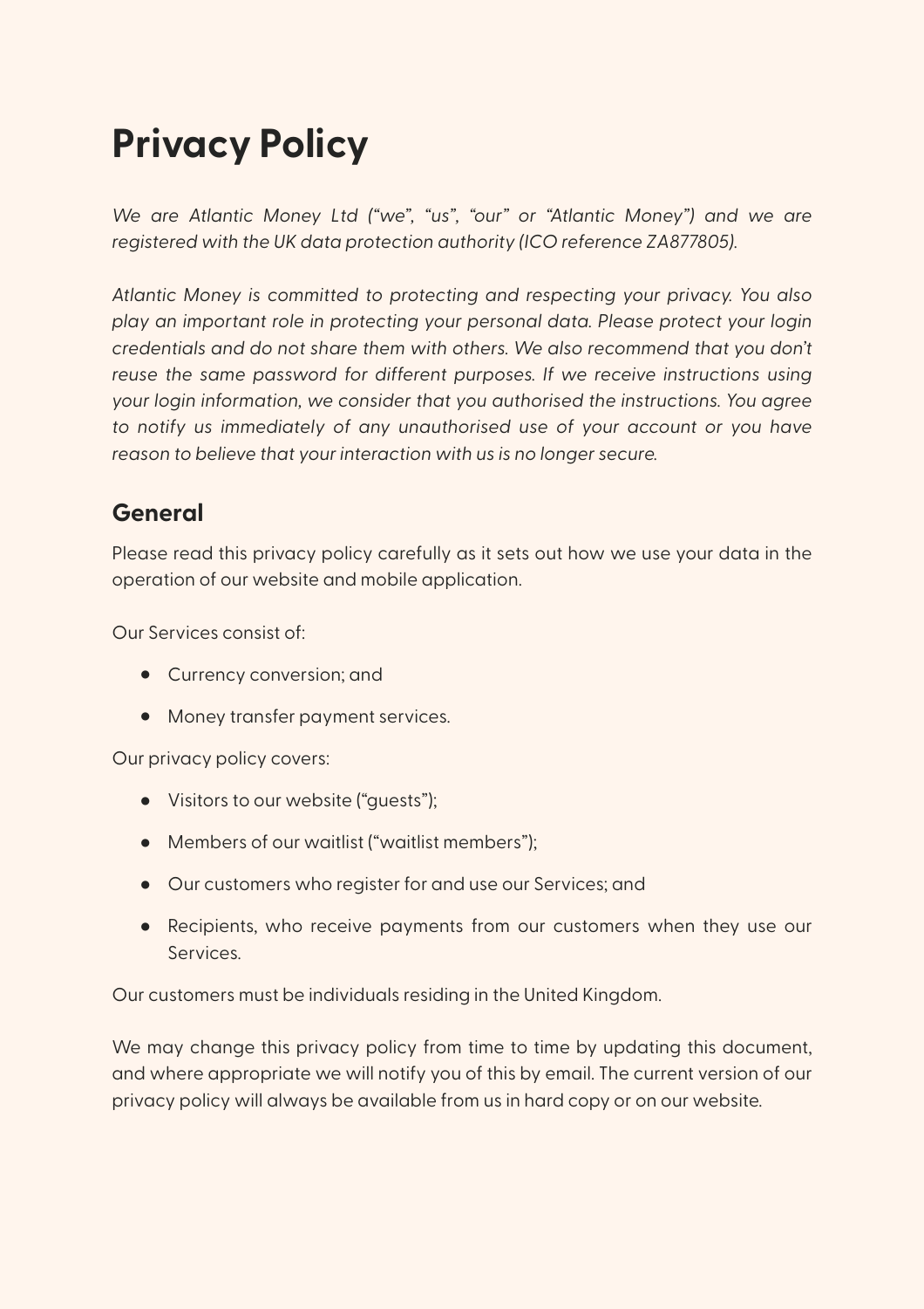# Privacy Policy

*We are Atlantic Money Ltd ("we", "us", "our" or "Atlantic Money") and we are registered with the UK data protection authority (ICO reference ZA877805).*

*Atlantic Money is committed to protecting and respecting your privacy. You also play an important role in protecting your personal data. Please protect your login credentials and do not share them with others. We also recommend that you don't reuse the same password for different purposes. If we receive instructions using your login information, we consider that you authorised the instructions. You agree to notify us immediately of any unauthorised use of your account or you have reason to believe that your interaction with us is no longer secure.*

## General

Please read this privacy policy carefully as it sets out how we use your data in the operation of our website and mobile application.

Our Services consist of:

- Currency conversion; and
- Money transfer payment services.

Our privacy policy covers:

- Visitors to our website ("guests");
- Members of our waitlist ("waitlist members");
- Our customers who register for and use our Services; and
- Recipients, who receive payments from our customers when they use our Services.

Our customers must be individuals residing in the United Kingdom.

We may change this privacy policy from time to time by updating this document, and where appropriate we will notify you of this by email. The current version of our privacy policy will always be available from us in hard copy or on our website.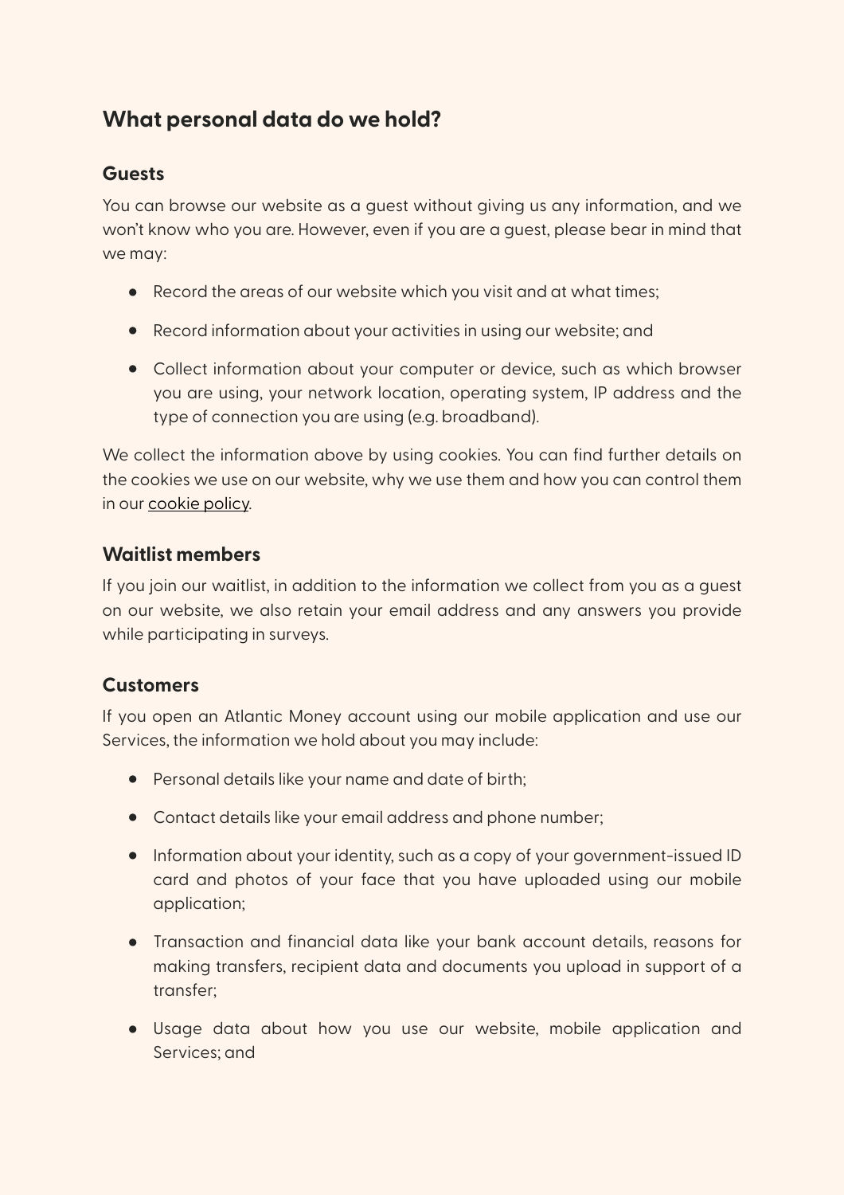## What personal data do we hold?

### Guests

You can browse our website as a guest without giving us any information, and we won't know who you are. However, even if you are a guest, please bear in mind that we may:

- Record the areas of our website which you visit and at what times;
- Record information about your activities in using our website; and
- Collect information about your computer or device, such as which browser you are using, your network location, operating system, IP address and the type of connection you are using (e.g. broadband).

We collect the information above by using cookies. You can find further details on the cookies we use on our website, why we use them and how you can control them in our cookie policy.

### Waitlist members

If you join our waitlist, in addition to the information we collect from you as a guest on our website, we also retain your email address and any answers you provide while participating in surveys.

### Customers

If you open an Atlantic Money account using our mobile application and use our Services, the information we hold about you may include:

- Personal details like your name and date of birth;
- Contact details like your email address and phone number;
- Information about your identity, such as a copy of your government-issued ID card and photos of your face that you have uploaded using our mobile application;
- Transaction and financial data like your bank account details, reasons for making transfers, recipient data and documents you upload in support of a transfer;
- Usage data about how you use our website, mobile application and Services; and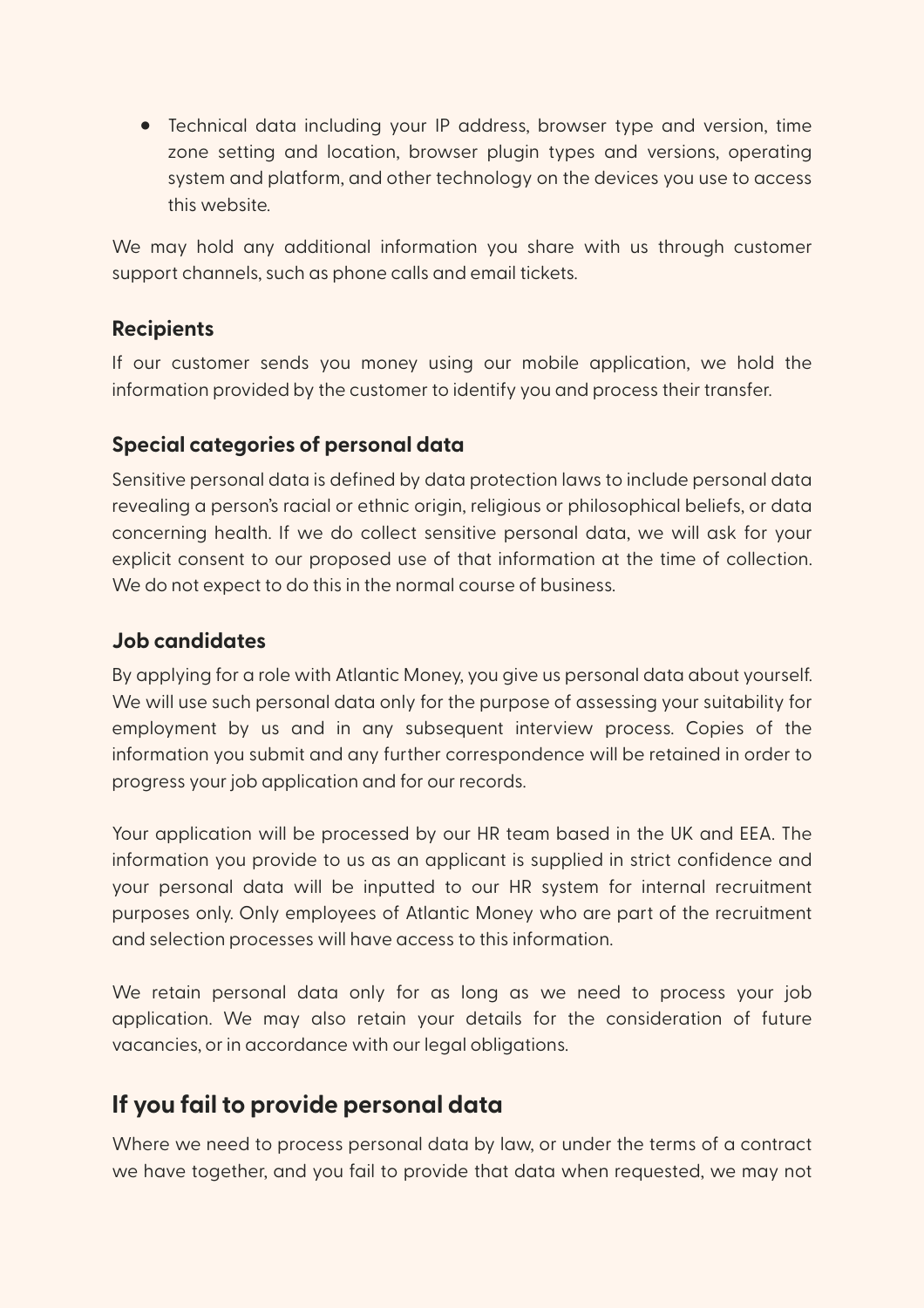- Technical data including your IP address, browser type and version, time zone setting and location, browser plugin types and versions, operating system and platform, and other technology on the devices you use to access this website.

We may hold any additional information you share with us through customer support channels, such as phone calls and email tickets.

### Recipients

If our customer sends you money using our mobile application, we hold the information provided by the customer to identify you and process their transfer.

### Special categories of personal data

Sensitive personal data is defined by data protection laws to include personal data revealing a person's racial or ethnic origin, religious or philosophical beliefs, or data concerning health. If we do collect sensitive personal data, we will ask for your explicit consent to our proposed use of that information at the time of collection. We do not expect to do this in the normal course of business.

### Job candidates

By applying for a role with Atlantic Money, you give us personal data about yourself. We will use such personal data only for the purpose of assessing your suitability for employment by us and in any subsequent interview process. Copies of the information you submit and any further correspondence will be retained in order to progress your job application and for our records.

Your application will be processed by our HR team based in the UK and EEA. The information you provide to us as an applicant is supplied in strict confidence and your personal data will be inputted to our HR system for internal recruitment purposes only. Only employees of Atlantic Money who are part of the recruitment and selection processes will have access to this information.

We retain personal data only for as long as we need to process your job application. We may also retain your details for the consideration of future vacancies, or in accordance with our legal obligations.

## If you fail to provide personal data

Where we need to process personal data by law, or under the terms of a contract we have together, and you fail to provide that data when requested, we may not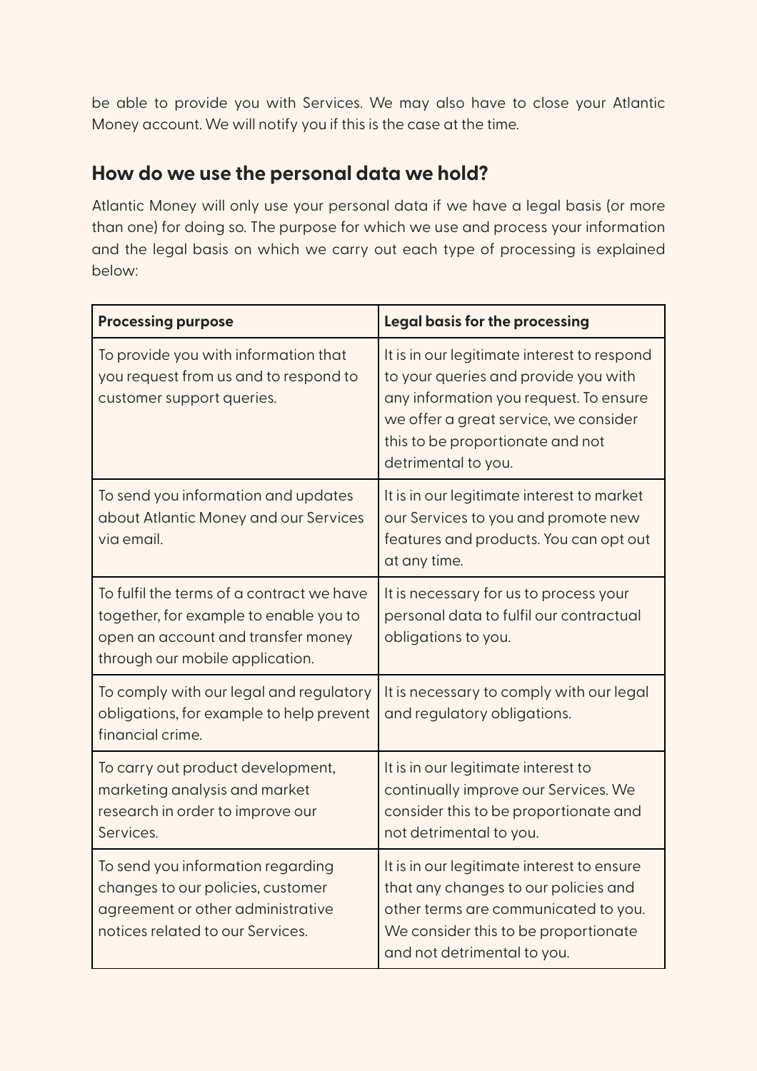be able to provide you with Services. We may also have to close your Atlantic Money account. We will notify you if this is the case at the time.

## How do we use the personal data we hold?

Atlantic Money will only use your personal data if we have a legal basis (or more than one) for doing so. The purpose for which we use and process your information and the legal basis on which we carry out each type of processing is explained below:

| Processing purpose | Legal basis for the processing |
|---|---|
| To provide you with information that you request from us and to respond to customer support queries. | It is in our legitimate interest to respond to your queries and provide you with any information you request. To ensure we offer a great service, we consider this to be proportionate and not detrimental to you. |
| To send you information and updates about Atlantic Money and our Services via email. | It is in our legitimate interest to market our Services to you and promote new features and products. You can opt out at any time. |
| To fulfil the terms of a contract we have together, for example to enable you to open an account and transfer money through our mobile application. | It is necessary for us to process your personal data to fulfil our contractual obligations to you. |
| To comply with our legal and regulatory obligations, for example to help prevent financial crime. | It is necessary to comply with our legal and regulatory obligations. |
| To carry out product development, marketing analysis and market research in order to improve our Services. | It is in our legitimate interest to continually improve our Services. We consider this to be proportionate and not detrimental to you. |
| To send you information regarding changes to our policies, customer agreement or other administrative notices related to our Services. | It is in our legitimate interest to ensure that any changes to our policies and other terms are communicated to you. We consider this to be proportionate and not detrimental to you. |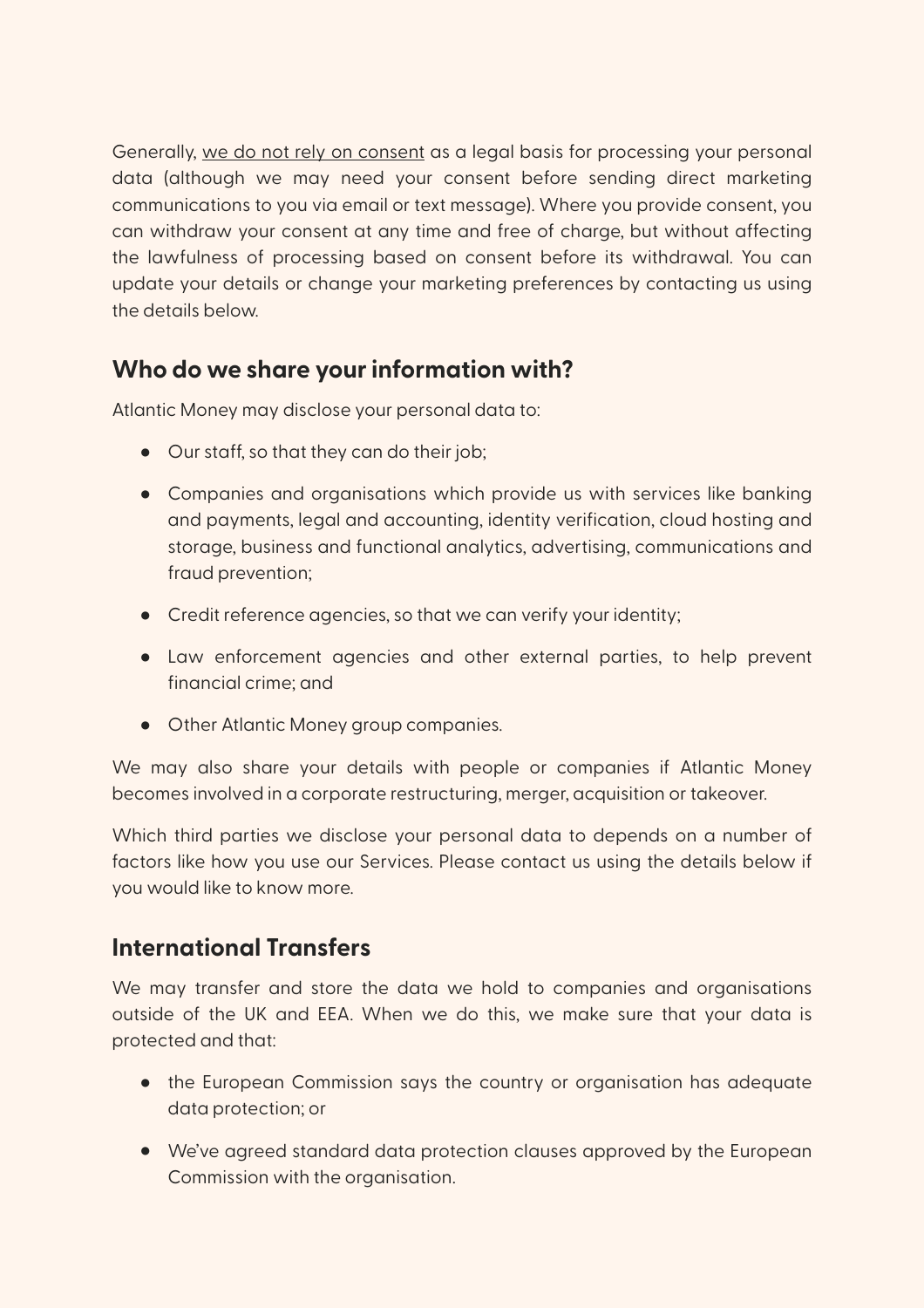Generally, we do not rely on consent as a legal basis for processing your personal data (although we may need your consent before sending direct marketing communications to you via email or text message). Where you provide consent, you can withdraw your consent at any time and free of charge, but without affecting the lawfulness of processing based on consent before its withdrawal. You can update your details or change your marketing preferences by contacting us using the details below.

## Who do we share your information with?

Atlantic Money may disclose your personal data to:

- Our staff, so that they can do their job;
- Companies and organisations which provide us with services like banking and payments, legal and accounting, identity verification, cloud hosting and storage, business and functional analytics, advertising, communications and fraud prevention;
- Credit reference agencies, so that we can verify your identity;
- Law enforcement agencies and other external parties, to help prevent financial crime; and
- Other Atlantic Money group companies.

We may also share your details with people or companies if Atlantic Money becomes involved in a corporate restructuring, merger, acquisition or takeover.

Which third parties we disclose your personal data to depends on a number of factors like how you use our Services. Please contact us using the details below if you would like to know more.

## International Transfers

We may transfer and store the data we hold to companies and organisations outside of the UK and EEA. When we do this, we make sure that your data is protected and that:

- the European Commission says the country or organisation has adequate data protection; or
- We've agreed standard data protection clauses approved by the European Commission with the organisation.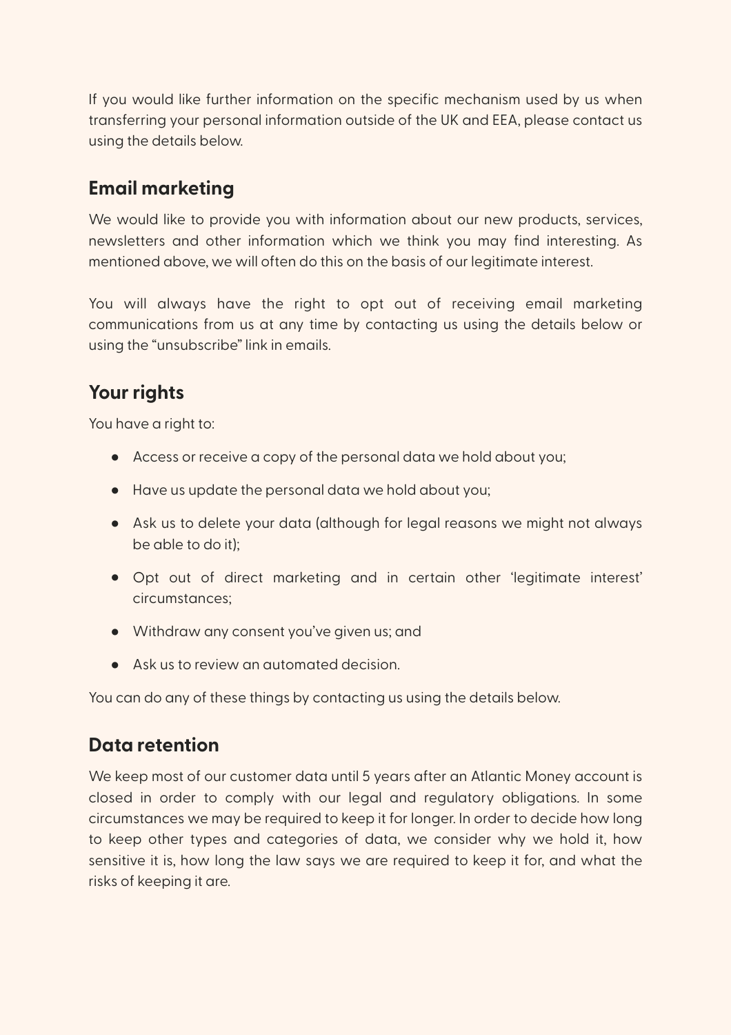If you would like further information on the specific mechanism used by us when transferring your personal information outside of the UK and EEA, please contact us using the details below.

## Email marketing

We would like to provide you with information about our new products, services, newsletters and other information which we think you may find interesting. As mentioned above, we will often do this on the basis of our legitimate interest.

You will always have the right to opt out of receiving email marketing communications from us at any time by contacting us using the details below or using the "unsubscribe" link in emails.

## Your rights

You have a right to:

- Access or receive a copy of the personal data we hold about you;
- Have us update the personal data we hold about you;
- Ask us to delete your data (although for legal reasons we might not always be able to do it);
- Opt out of direct marketing and in certain other 'legitimate interest' circumstances;
- Withdraw any consent you've given us; and
- Ask us to review an automated decision.

You can do any of these things by contacting us using the details below.

## Data retention

We keep most of our customer data until 5 years after an Atlantic Money account is closed in order to comply with our legal and regulatory obligations. In some circumstances we may be required to keep it for longer. In order to decide how long to keep other types and categories of data, we consider why we hold it, how sensitive it is, how long the law says we are required to keep it for, and what the risks of keeping it are.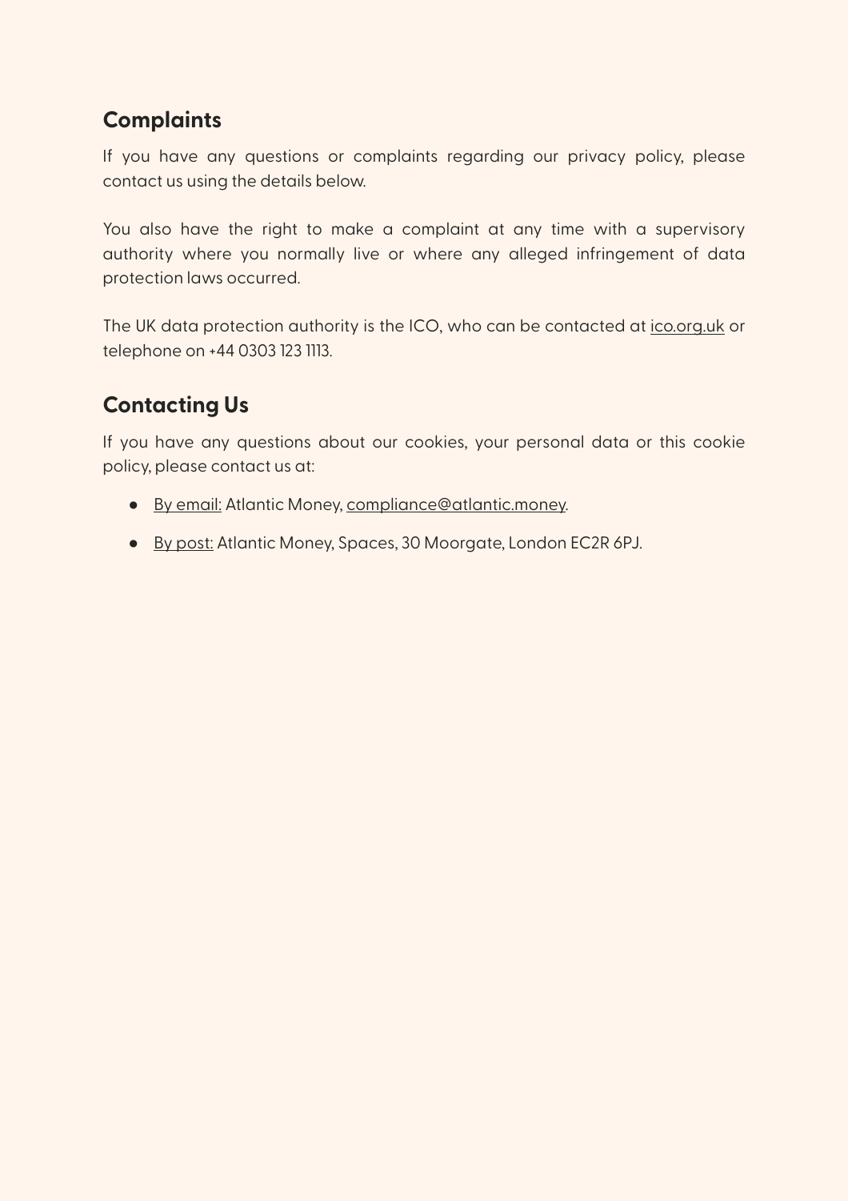## Complaints

If you have any questions or complaints regarding our privacy policy, please contact us using the details below.

You also have the right to make a complaint at any time with a supervisory authority where you normally live or where any alleged infringement of data protection laws occurred.

The UK data protection authority is the ICO, who can be contacted at ico.org.uk or telephone on +44 0303 123 1113.

## Contacting Us

If you have any questions about our cookies, your personal data or this cookie policy, please contact us at:

- By email: Atlantic Money, compliance@atlantic.money.
- By post: Atlantic Money, Spaces, 30 Moorgate, London EC2R 6PJ.